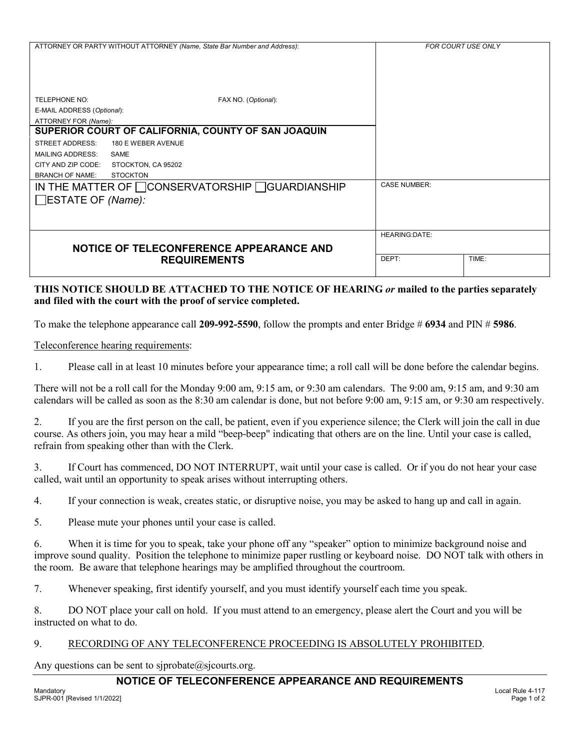| ATTORNEY OR PARTY WITHOUT ATTORNEY *(Name, State Bar Number and Address)*: | FOR COURT USE ONLY |
| --- | --- |
| TELEPHONE NO: FAX NO. (*Optional*): | |
| E-MAIL ADDRESS (*Optional*): | |
| ATTORNEY FOR *(Name)*: | |
| **SUPERIOR COURT OF CALIFORNIA, COUNTY OF SAN JOAQUIN** | |
| STREET ADDRESS: 180 E WEBER AVENUE | |
| MAILING ADDRESS: SAME | |
| CITY AND ZIP CODE: STOCKTON, CA 95202 | |
| BRANCH OF NAME: STOCKTON | |
| IN THE MATTER OF ☐ CONSERVATORSHIP ☐ GUARDIANSHIP ☐ ESTATE OF *(Name)*: | CASE NUMBER: |
| **NOTICE OF TELECONFERENCE APPEARANCE AND REQUIREMENTS** | HEARING:DATE: |
| | DEPT: TIME: |

**THIS NOTICE SHOULD BE ATTACHED TO THE NOTICE OF HEARING *or* mailed to the parties separately and filed with the court with the proof of service completed.**

To make the telephone appearance call **209-992-5590**, follow the prompts and enter Bridge # **6934** and PIN # **5986**.

<u>Teleconference hearing requirements</u>:

1. Please call in at least 10 minutes before your appearance time; a roll call will be done before the calendar begins.

There will not be a roll call for the Monday 9:00 am, 9:15 am, or 9:30 am calendars. The 9:00 am, 9:15 am, and 9:30 am calendars will be called as soon as the 8:30 am calendar is done, but not before 9:00 am, 9:15 am, or 9:30 am respectively.

2. If you are the first person on the call, be patient, even if you experience silence; the Clerk will join the call in due course. As others join, you may hear a mild "beep-beep" indicating that others are on the line. Until your case is called, refrain from speaking other than with the Clerk.

3. If Court has commenced, DO NOT INTERRUPT, wait until your case is called. Or if you do not hear your case called, wait until an opportunity to speak arises without interrupting others.

4. If your connection is weak, creates static, or disruptive noise, you may be asked to hang up and call in again.

5. Please mute your phones until your case is called.

6. When it is time for you to speak, take your phone off any "speaker" option to minimize background noise and improve sound quality. Position the telephone to minimize paper rustling or keyboard noise. DO NOT talk with others in the room. Be aware that telephone hearings may be amplified throughout the courtroom.

7. Whenever speaking, first identify yourself, and you must identify yourself each time you speak.

8. DO NOT place your call on hold. If you must attend to an emergency, please alert the Court and you will be instructed on what to do.

9. <u>RECORDING OF ANY TELECONFERENCE PROCEEDING IS ABSOLUTELY PROHIBITED</u>.

Any questions can be sent to sjprobate@sjcourts.org.

**NOTICE OF TELECONFERENCE APPEARANCE AND REQUIREMENTS**

Mandatory
SJPR-001 [Revised 1/1/2022]

Local Rule 4-117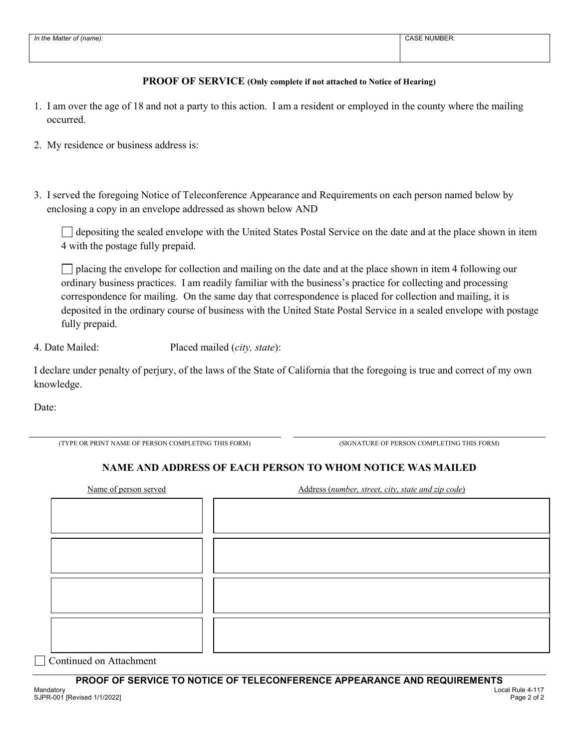| In the Matter of (name): | CASE NUMBER: |
|---|---|
| | |

**PROOF OF SERVICE (Only complete if not attached to Notice of Hearing)**

1. I am over the age of 18 and not a party to this action. I am a resident or employed in the county where the mailing occurred.

2. My residence or business address is:

3. I served the foregoing Notice of Teleconference Appearance and Requirements on each person named below by enclosing a copy in an envelope addressed as shown below AND

   ☐ depositing the sealed envelope with the United States Postal Service on the date and at the place shown in item 4 with the postage fully prepaid.

   ☐ placing the envelope for collection and mailing on the date and at the place shown in item 4 following our ordinary business practices. I am readily familiar with the business's practice for collecting and processing correspondence for mailing. On the same day that correspondence is placed for collection and mailing, it is deposited in the ordinary course of business with the United State Postal Service in a sealed envelope with postage fully prepaid.

4. Date Mailed: Placed mailed (*city, state*):

I declare under penalty of perjury, of the laws of the State of California that the foregoing is true and correct of my own knowledge.

Date:

| (TYPE OR PRINT NAME OF PERSON COMPLETING THIS FORM) | (SIGNATURE OF PERSON COMPLETING THIS FORM) |
|---|---|

**NAME AND ADDRESS OF EACH PERSON TO WHOM NOTICE WAS MAILED**

| Name of person served | Address (*number, street, city, state and zip code*) |
|---|---|
| | |
| | |
| | |
| | |

☐ Continued on Attachment

**PROOF OF SERVICE TO NOTICE OF TELECONFERENCE APPEARANCE AND REQUIREMENTS**

Mandatory
SJPR-001 [Revised 1/1/2022]

Local Rule 4-117